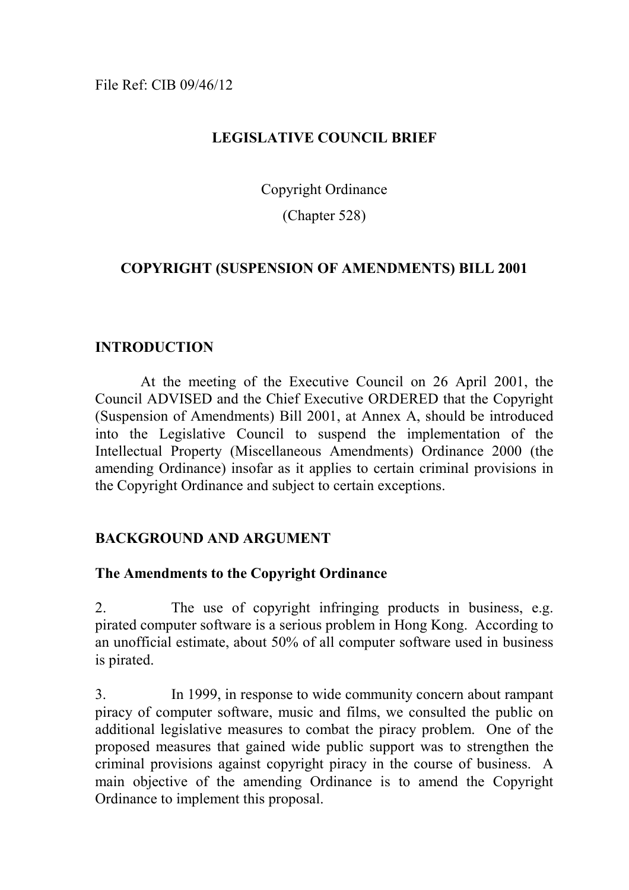File Ref: CIB 09/46/12

# LEGISLATIVE COUNCIL BRIEF

Copyright Ordinance

(Chapter 528)

## COPYRIGHT (SUSPENSION OF AMENDMENTS) BILL 2001

## INTRODUCTION

At the meeting of the Executive Council on 26 April 2001, the Council ADVISED and the Chief Executive ORDERED that the Copyright (Suspension of Amendments) Bill 2001, at Annex A, should be introduced into the Legislative Council to suspend the implementation of the Intellectual Property (Miscellaneous Amendments) Ordinance 2000 (the amending Ordinance) insofar as it applies to certain criminal provisions in the Copyright Ordinance and subject to certain exceptions.

## BACKGROUND AND ARGUMENT

### The Amendments to the Copyright Ordinance

2. The use of copyright infringing products in business, e.g. pirated computer software is a serious problem in Hong Kong. According to an unofficial estimate, about 50% of all computer software used in business is pirated.

3. In 1999, in response to wide community concern about rampant piracy of computer software, music and films, we consulted the public on additional legislative measures to combat the piracy problem. One of the proposed measures that gained wide public support was to strengthen the criminal provisions against copyright piracy in the course of business. A main objective of the amending Ordinance is to amend the Copyright Ordinance to implement this proposal.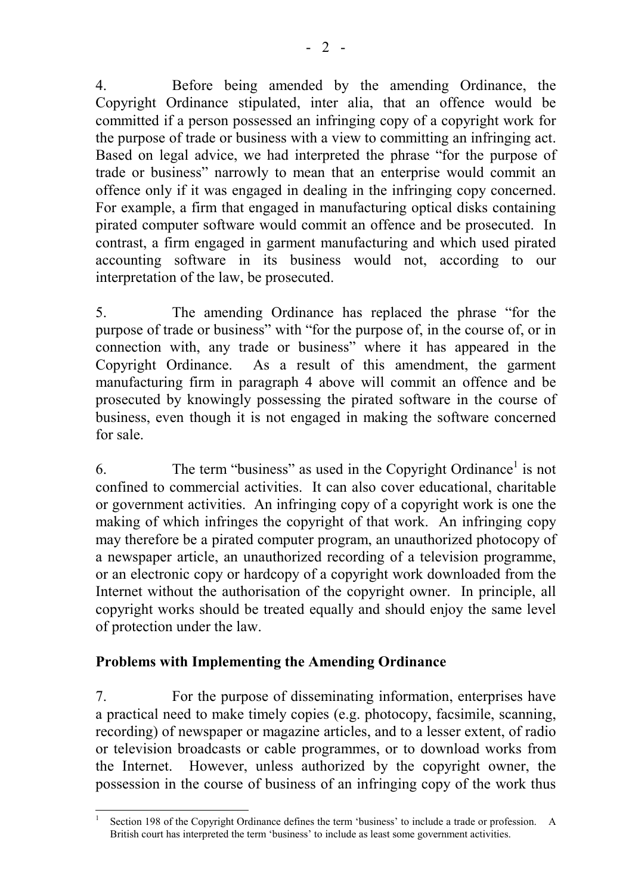4. Before being amended by the amending Ordinance, the Copyright Ordinance stipulated, inter alia, that an offence would be committed if a person possessed an infringing copy of a copyright work for the purpose of trade or business with a view to committing an infringing act. Based on legal advice, we had interpreted the phrase "for the purpose of trade or business" narrowly to mean that an enterprise would commit an offence only if it was engaged in dealing in the infringing copy concerned. For example, a firm that engaged in manufacturing optical disks containing pirated computer software would commit an offence and be prosecuted. In contrast, a firm engaged in garment manufacturing and which used pirated accounting software in its business would not, according to our interpretation of the law, be prosecuted.

5. The amending Ordinance has replaced the phrase "for the purpose of trade or business" with "for the purpose of, in the course of, or in connection with, any trade or business" where it has appeared in the Copyright Ordinance. As a result of this amendment, the garment manufacturing firm in paragraph 4 above will commit an offence and be prosecuted by knowingly possessing the pirated software in the course of business, even though it is not engaged in making the software concerned for sale.

6. The term "business" as used in the Copyright Ordinance[1] is not confined to commercial activities. It can also cover educational, charitable or government activities. An infringing copy of a copyright work is one the making of which infringes the copyright of that work. An infringing copy may therefore be a pirated computer program, an unauthorized photocopy of a newspaper article, an unauthorized recording of a television programme, or an electronic copy or hardcopy of a copyright work downloaded from the Internet without the authorisation of the copyright owner. In principle, all copyright works should be treated equally and should enjoy the same level of protection under the law.

## Problems with Implementing the Amending Ordinance

7. For the purpose of disseminating information, enterprises have a practical need to make timely copies (e.g. photocopy, facsimile, scanning, recording) of newspaper or magazine articles, and to a lesser extent, of radio or television broadcasts or cable programmes, or to download works from the Internet. However, unless authorized by the copyright owner, the possession in the course of business of an infringing copy of the work thus

[1] Section 198 of the Copyright Ordinance defines the term 'business' to include a trade or profession. A British court has interpreted the term 'business' to include as least some government activities.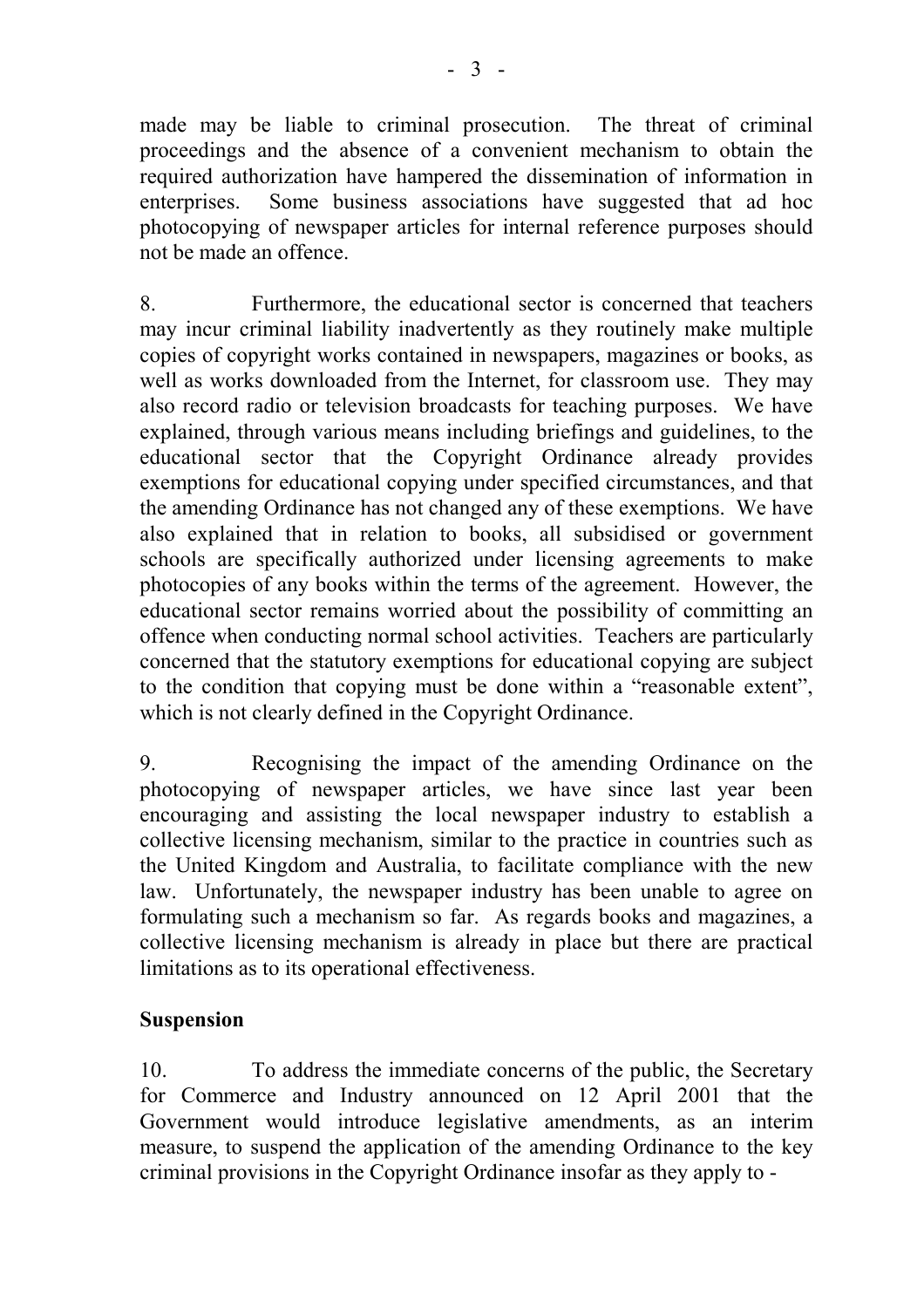made may be liable to criminal prosecution. The threat of criminal proceedings and the absence of a convenient mechanism to obtain the required authorization have hampered the dissemination of information in enterprises. Some business associations have suggested that ad hoc photocopying of newspaper articles for internal reference purposes should not be made an offence.

8. Furthermore, the educational sector is concerned that teachers may incur criminal liability inadvertently as they routinely make multiple copies of copyright works contained in newspapers, magazines or books, as well as works downloaded from the Internet, for classroom use. They may also record radio or television broadcasts for teaching purposes. We have explained, through various means including briefings and guidelines, to the educational sector that the Copyright Ordinance already provides exemptions for educational copying under specified circumstances, and that the amending Ordinance has not changed any of these exemptions. We have also explained that in relation to books, all subsidised or government schools are specifically authorized under licensing agreements to make photocopies of any books within the terms of the agreement. However, the educational sector remains worried about the possibility of committing an offence when conducting normal school activities. Teachers are particularly concerned that the statutory exemptions for educational copying are subject to the condition that copying must be done within a "reasonable extent", which is not clearly defined in the Copyright Ordinance.

9. Recognising the impact of the amending Ordinance on the photocopying of newspaper articles, we have since last year been encouraging and assisting the local newspaper industry to establish a collective licensing mechanism, similar to the practice in countries such as the United Kingdom and Australia, to facilitate compliance with the new law. Unfortunately, the newspaper industry has been unable to agree on formulating such a mechanism so far. As regards books and magazines, a collective licensing mechanism is already in place but there are practical limitations as to its operational effectiveness.

**Suspension**

10. To address the immediate concerns of the public, the Secretary for Commerce and Industry announced on 12 April 2001 that the Government would introduce legislative amendments, as an interim measure, to suspend the application of the amending Ordinance to the key criminal provisions in the Copyright Ordinance insofar as they apply to -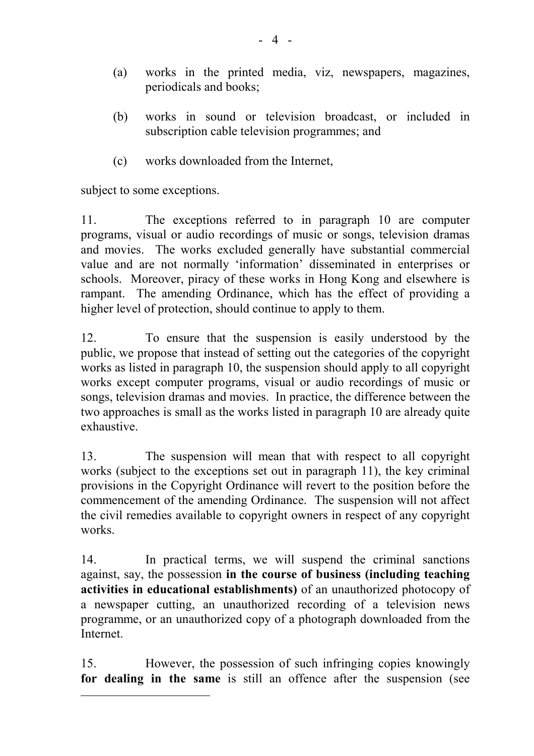(a) works in the printed media, viz, newspapers, magazines, periodicals and books;

(b) works in sound or television broadcast, or included in subscription cable television programmes; and

(c) works downloaded from the Internet,

subject to some exceptions.

11. The exceptions referred to in paragraph 10 are computer programs, visual or audio recordings of music or songs, television dramas and movies. The works excluded generally have substantial commercial value and are not normally 'information' disseminated in enterprises or schools. Moreover, piracy of these works in Hong Kong and elsewhere is rampant. The amending Ordinance, which has the effect of providing a higher level of protection, should continue to apply to them.

12. To ensure that the suspension is easily understood by the public, we propose that instead of setting out the categories of the copyright works as listed in paragraph 10, the suspension should apply to all copyright works except computer programs, visual or audio recordings of music or songs, television dramas and movies. In practice, the difference between the two approaches is small as the works listed in paragraph 10 are already quite exhaustive.

13. The suspension will mean that with respect to all copyright works (subject to the exceptions set out in paragraph 11), the key criminal provisions in the Copyright Ordinance will revert to the position before the commencement of the amending Ordinance. The suspension will not affect the civil remedies available to copyright owners in respect of any copyright works.

14. In practical terms, we will suspend the criminal sanctions against, say, the possession **in the course of business (including teaching activities in educational establishments)** of an unauthorized photocopy of a newspaper cutting, an unauthorized recording of a television news programme, or an unauthorized copy of a photograph downloaded from the Internet.

15. However, the possession of such infringing copies knowingly **for dealing in the same** is still an offence after the suspension (see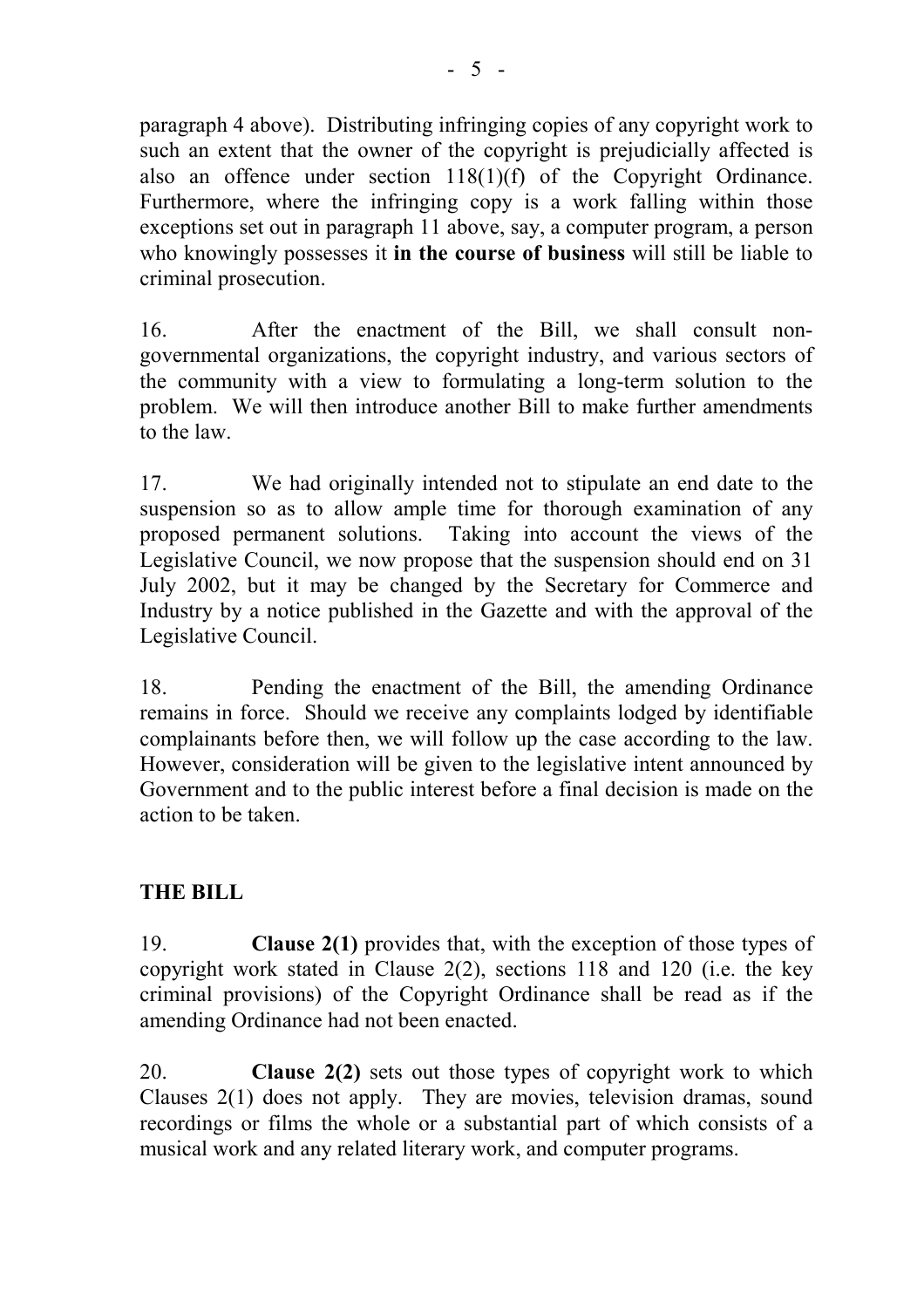paragraph 4 above). Distributing infringing copies of any copyright work to such an extent that the owner of the copyright is prejudicially affected is also an offence under section 118(1)(f) of the Copyright Ordinance. Furthermore, where the infringing copy is a work falling within those exceptions set out in paragraph 11 above, say, a computer program, a person who knowingly possesses it **in the course of business** will still be liable to criminal prosecution.

16. After the enactment of the Bill, we shall consult non-governmental organizations, the copyright industry, and various sectors of the community with a view to formulating a long-term solution to the problem. We will then introduce another Bill to make further amendments to the law.

17. We had originally intended not to stipulate an end date to the suspension so as to allow ample time for thorough examination of any proposed permanent solutions. Taking into account the views of the Legislative Council, we now propose that the suspension should end on 31 July 2002, but it may be changed by the Secretary for Commerce and Industry by a notice published in the Gazette and with the approval of the Legislative Council.

18. Pending the enactment of the Bill, the amending Ordinance remains in force. Should we receive any complaints lodged by identifiable complainants before then, we will follow up the case according to the law. However, consideration will be given to the legislative intent announced by Government and to the public interest before a final decision is made on the action to be taken.

## THE BILL

19. **Clause 2(1)** provides that, with the exception of those types of copyright work stated in Clause 2(2), sections 118 and 120 (i.e. the key criminal provisions) of the Copyright Ordinance shall be read as if the amending Ordinance had not been enacted.

20. **Clause 2(2)** sets out those types of copyright work to which Clauses 2(1) does not apply. They are movies, television dramas, sound recordings or films the whole or a substantial part of which consists of a musical work and any related literary work, and computer programs.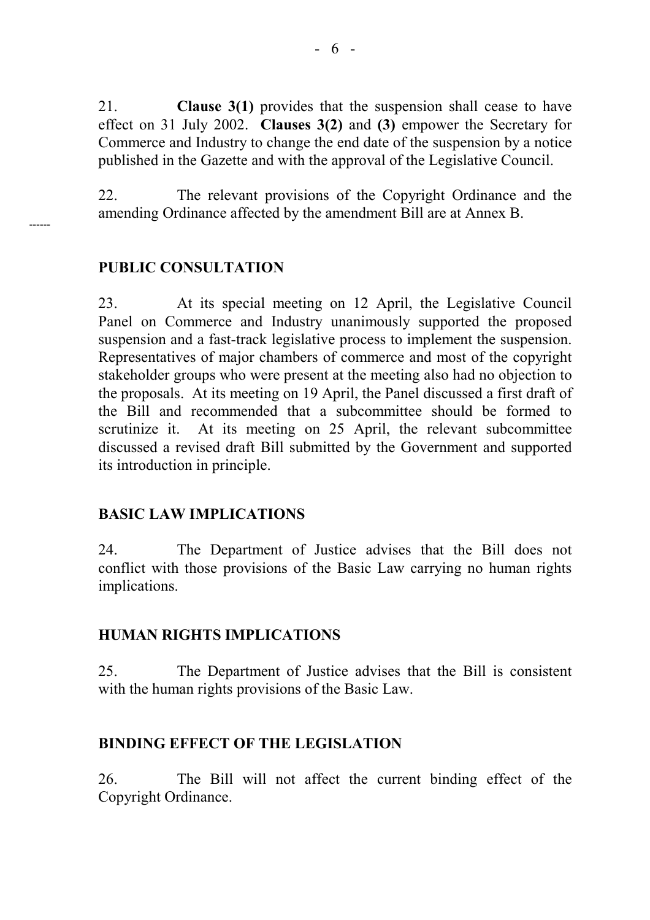21. **Clause 3(1)** provides that the suspension shall cease to have effect on 31 July 2002. **Clauses 3(2)** and **(3)** empower the Secretary for Commerce and Industry to change the end date of the suspension by a notice published in the Gazette and with the approval of the Legislative Council.

22. The relevant provisions of the Copyright Ordinance and the amending Ordinance affected by the amendment Bill are at Annex B.

## PUBLIC CONSULTATION

23. At its special meeting on 12 April, the Legislative Council Panel on Commerce and Industry unanimously supported the proposed suspension and a fast-track legislative process to implement the suspension. Representatives of major chambers of commerce and most of the copyright stakeholder groups who were present at the meeting also had no objection to the proposals. At its meeting on 19 April, the Panel discussed a first draft of the Bill and recommended that a subcommittee should be formed to scrutinize it. At its meeting on 25 April, the relevant subcommittee discussed a revised draft Bill submitted by the Government and supported its introduction in principle.

## BASIC LAW IMPLICATIONS

24. The Department of Justice advises that the Bill does not conflict with those provisions of the Basic Law carrying no human rights implications.

## HUMAN RIGHTS IMPLICATIONS

25. The Department of Justice advises that the Bill is consistent with the human rights provisions of the Basic Law.

## BINDING EFFECT OF THE LEGISLATION

26. The Bill will not affect the current binding effect of the Copyright Ordinance.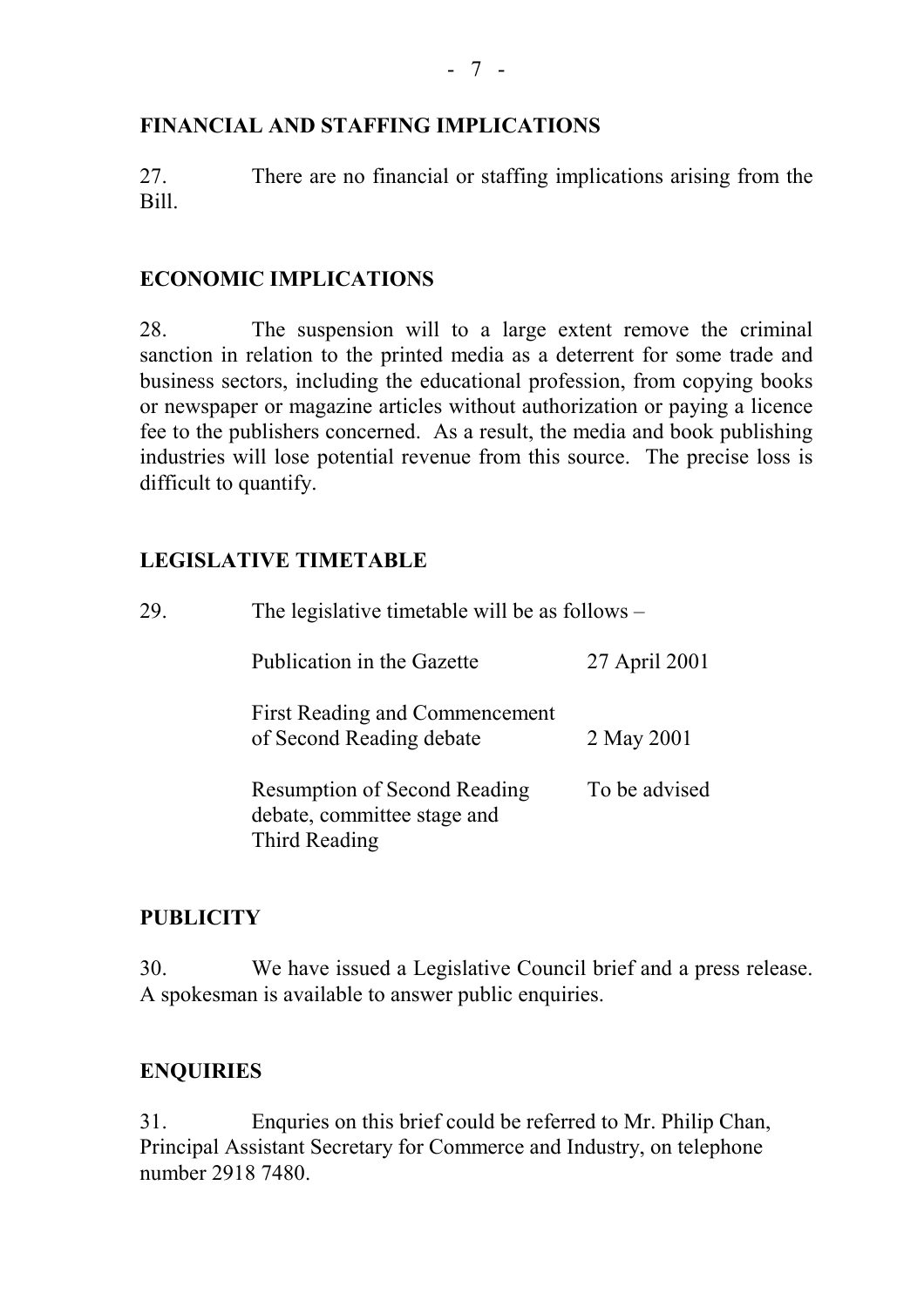## FINANCIAL AND STAFFING IMPLICATIONS

27. There are no financial or staffing implications arising from the Bill.

## ECONOMIC IMPLICATIONS

28. The suspension will to a large extent remove the criminal sanction in relation to the printed media as a deterrent for some trade and business sectors, including the educational profession, from copying books or newspaper or magazine articles without authorization or paying a licence fee to the publishers concerned. As a result, the media and book publishing industries will lose potential revenue from this source. The precise loss is difficult to quantify.

## LEGISLATIVE TIMETABLE

29. The legislative timetable will be as follows –

| | |
|---|---|
| Publication in the Gazette | 27 April 2001 |
| First Reading and Commencement of Second Reading debate | 2 May 2001 |
| Resumption of Second Reading debate, committee stage and Third Reading | To be advised |

## PUBLICITY

30. We have issued a Legislative Council brief and a press release. A spokesman is available to answer public enquiries.

## ENQUIRIES

31. Enquries on this brief could be referred to Mr. Philip Chan, Principal Assistant Secretary for Commerce and Industry, on telephone number 2918 7480.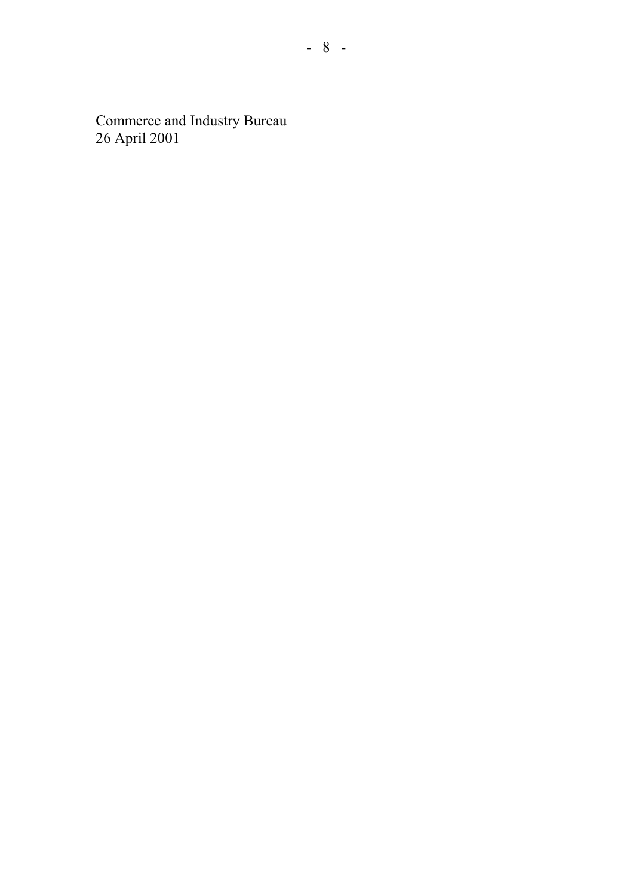Commerce and Industry Bureau
26 April 2001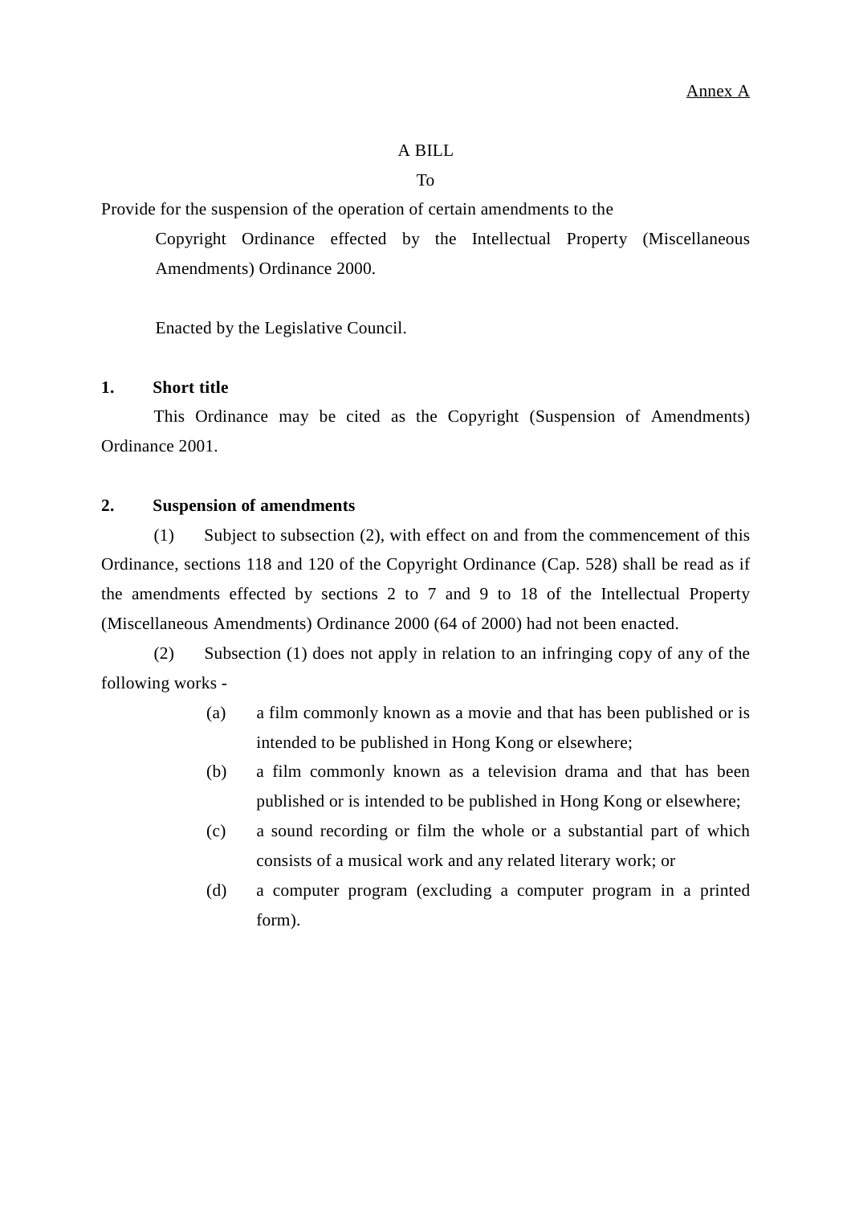Annex A

A BILL

To

Provide for the suspension of the operation of certain amendments to the Copyright Ordinance effected by the Intellectual Property (Miscellaneous Amendments) Ordinance 2000.

Enacted by the Legislative Council.

**1. Short title**

This Ordinance may be cited as the Copyright (Suspension of Amendments) Ordinance 2001.

**2. Suspension of amendments**

(1) Subject to subsection (2), with effect on and from the commencement of this Ordinance, sections 118 and 120 of the Copyright Ordinance (Cap. 528) shall be read as if the amendments effected by sections 2 to 7 and 9 to 18 of the Intellectual Property (Miscellaneous Amendments) Ordinance 2000 (64 of 2000) had not been enacted.

(2) Subsection (1) does not apply in relation to an infringing copy of any of the following works -

(a) a film commonly known as a movie and that has been published or is intended to be published in Hong Kong or elsewhere;

(b) a film commonly known as a television drama and that has been published or is intended to be published in Hong Kong or elsewhere;

(c) a sound recording or film the whole or a substantial part of which consists of a musical work and any related literary work; or

(d) a computer program (excluding a computer program in a printed form).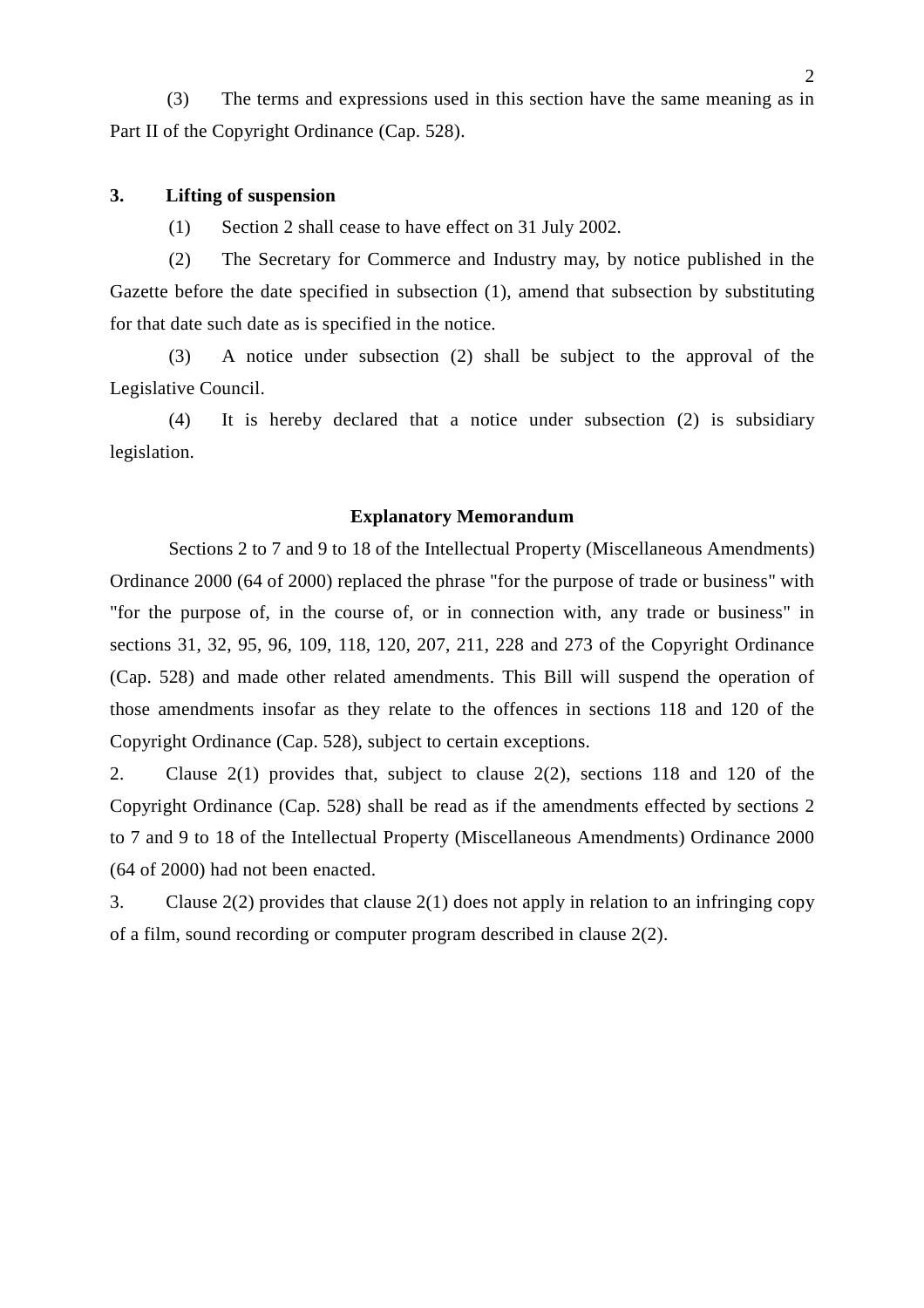(3) The terms and expressions used in this section have the same meaning as in Part II of the Copyright Ordinance (Cap. 528).

**3. Lifting of suspension**

(1) Section 2 shall cease to have effect on 31 July 2002.

(2) The Secretary for Commerce and Industry may, by notice published in the Gazette before the date specified in subsection (1), amend that subsection by substituting for that date such date as is specified in the notice.

(3) A notice under subsection (2) shall be subject to the approval of the Legislative Council.

(4) It is hereby declared that a notice under subsection (2) is subsidiary legislation.

**Explanatory Memorandum**

Sections 2 to 7 and 9 to 18 of the Intellectual Property (Miscellaneous Amendments) Ordinance 2000 (64 of 2000) replaced the phrase "for the purpose of trade or business" with "for the purpose of, in the course of, or in connection with, any trade or business" in sections 31, 32, 95, 96, 109, 118, 120, 207, 211, 228 and 273 of the Copyright Ordinance (Cap. 528) and made other related amendments. This Bill will suspend the operation of those amendments insofar as they relate to the offences in sections 118 and 120 of the Copyright Ordinance (Cap. 528), subject to certain exceptions.

2. Clause 2(1) provides that, subject to clause 2(2), sections 118 and 120 of the Copyright Ordinance (Cap. 528) shall be read as if the amendments effected by sections 2 to 7 and 9 to 18 of the Intellectual Property (Miscellaneous Amendments) Ordinance 2000 (64 of 2000) had not been enacted.

3. Clause 2(2) provides that clause 2(1) does not apply in relation to an infringing copy of a film, sound recording or computer program described in clause 2(2).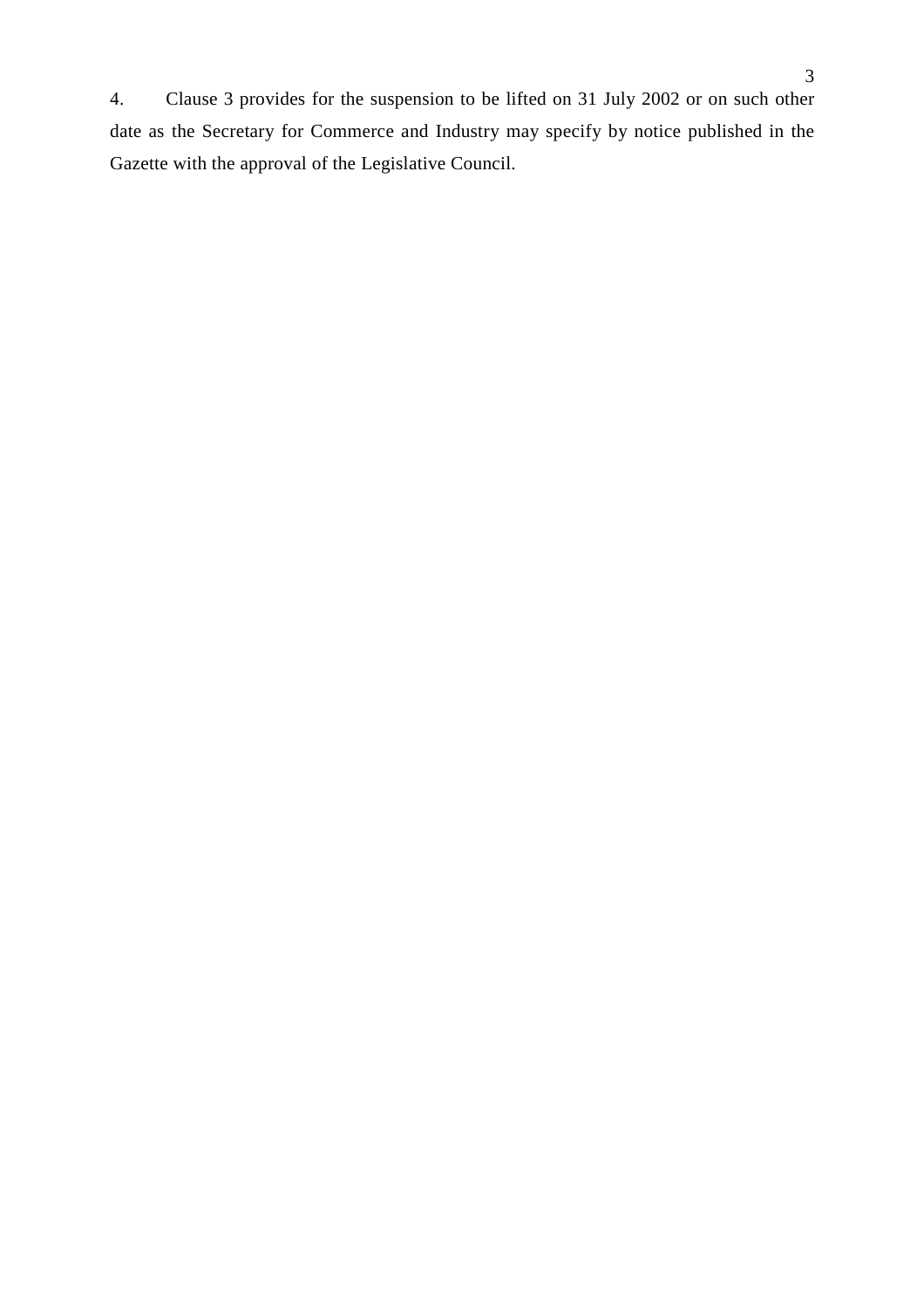4. Clause 3 provides for the suspension to be lifted on 31 July 2002 or on such other date as the Secretary for Commerce and Industry may specify by notice published in the Gazette with the approval of the Legislative Council.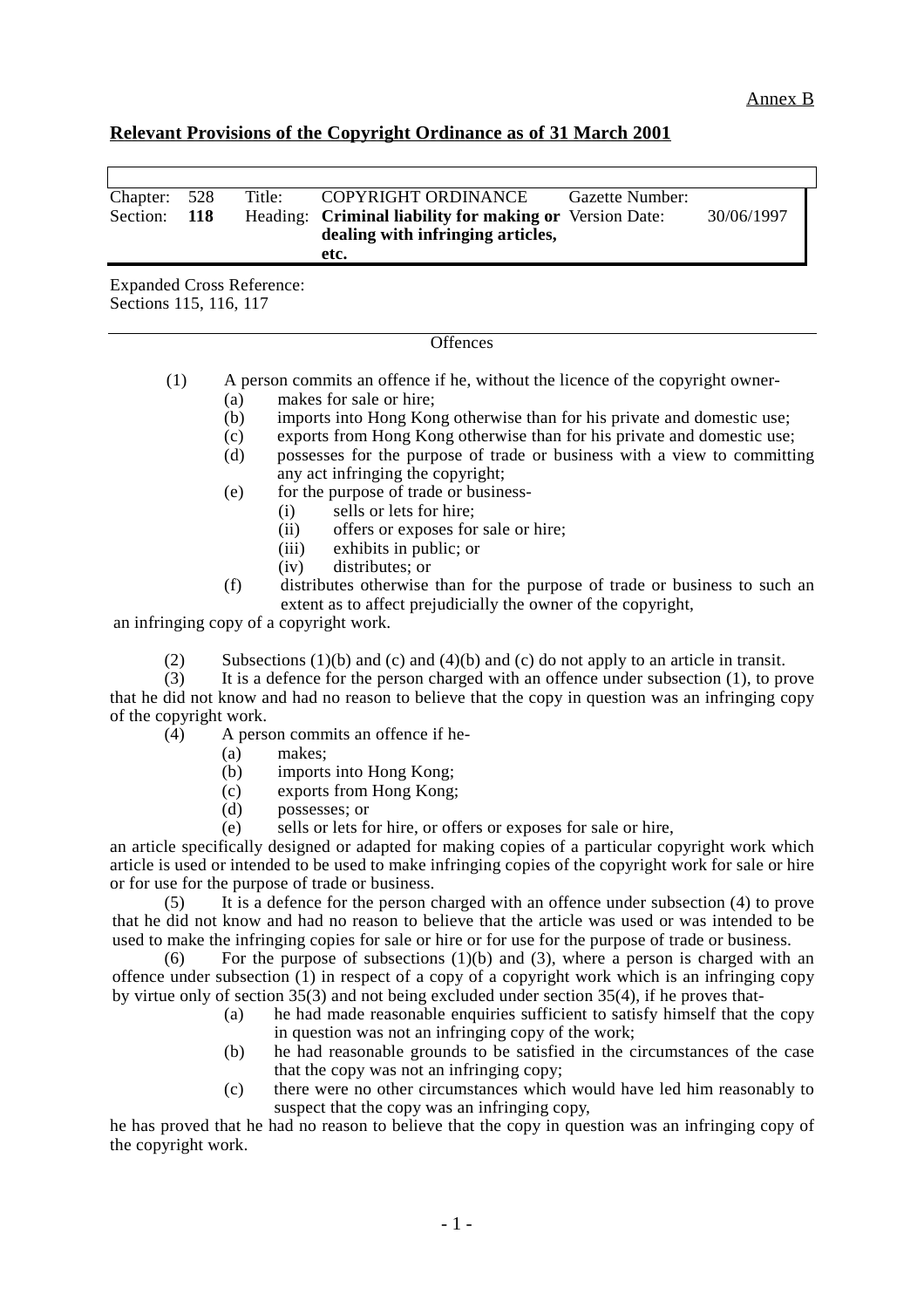Annex B

# Relevant Provisions of the Copyright Ordinance as of 31 March 2001

| | | | | | |
|---|---|---|---|---|---|
| Chapter: | 528 | Title: | COPYRIGHT ORDINANCE | Gazette Number: | |
| Section: | **118** | Heading: | **Criminal liability for making or dealing with infringing articles, etc.** | Version Date: | 30/06/1997 |

Expanded Cross Reference:
Sections 115, 116, 117

Offences

(1) A person commits an offence if he, without the licence of the copyright owner-

- (a) makes for sale or hire;
- (b) imports into Hong Kong otherwise than for his private and domestic use;
- (c) exports from Hong Kong otherwise than for his private and domestic use;
- (d) possesses for the purpose of trade or business with a view to committing any act infringing the copyright;
- (e) for the purpose of trade or business-
  - (i) sells or lets for hire;
  - (ii) offers or exposes for sale or hire;
  - (iii) exhibits in public; or
  - (iv) distributes; or
- (f) distributes otherwise than for the purpose of trade or business to such an extent as to affect prejudicially the owner of the copyright,

an infringing copy of a copyright work.

(2) Subsections (1)(b) and (c) and (4)(b) and (c) do not apply to an article in transit.

(3) It is a defence for the person charged with an offence under subsection (1), to prove that he did not know and had no reason to believe that the copy in question was an infringing copy of the copyright work.

(4) A person commits an offence if he-

- (a) makes;
- (b) imports into Hong Kong;
- (c) exports from Hong Kong;
- (d) possesses; or
- (e) sells or lets for hire, or offers or exposes for sale or hire,

an article specifically designed or adapted for making copies of a particular copyright work which article is used or intended to be used to make infringing copies of the copyright work for sale or hire or for use for the purpose of trade or business.

(5) It is a defence for the person charged with an offence under subsection (4) to prove that he did not know and had no reason to believe that the article was used or was intended to be used to make the infringing copies for sale or hire or for use for the purpose of trade or business.

(6) For the purpose of subsections (1)(b) and (3), where a person is charged with an offence under subsection (1) in respect of a copy of a copyright work which is an infringing copy by virtue only of section 35(3) and not being excluded under section 35(4), if he proves that-

- (a) he had made reasonable enquiries sufficient to satisfy himself that the copy in question was not an infringing copy of the work;
- (b) he had reasonable grounds to be satisfied in the circumstances of the case that the copy was not an infringing copy;
- (c) there were no other circumstances which would have led him reasonably to suspect that the copy was an infringing copy,

he has proved that he had no reason to believe that the copy in question was an infringing copy of the copyright work.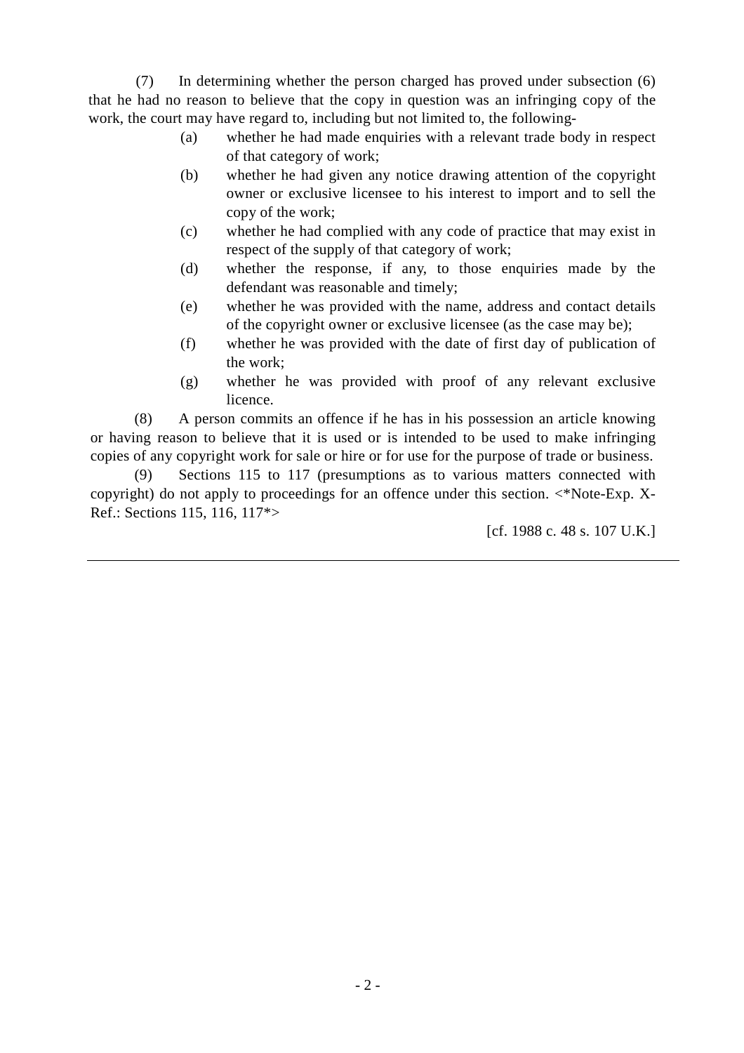(7) In determining whether the person charged has proved under subsection (6) that he had no reason to believe that the copy in question was an infringing copy of the work, the court may have regard to, including but not limited to, the following-

(a) whether he had made enquiries with a relevant trade body in respect of that category of work;

(b) whether he had given any notice drawing attention of the copyright owner or exclusive licensee to his interest to import and to sell the copy of the work;

(c) whether he had complied with any code of practice that may exist in respect of the supply of that category of work;

(d) whether the response, if any, to those enquiries made by the defendant was reasonable and timely;

(e) whether he was provided with the name, address and contact details of the copyright owner or exclusive licensee (as the case may be);

(f) whether he was provided with the date of first day of publication of the work;

(g) whether he was provided with proof of any relevant exclusive licence.

(8) A person commits an offence if he has in his possession an article knowing or having reason to believe that it is used or is intended to be used to make infringing copies of any copyright work for sale or hire or for use for the purpose of trade or business.

(9) Sections 115 to 117 (presumptions as to various matters connected with copyright) do not apply to proceedings for an offence under this section. <*Note-Exp. X-Ref.: Sections 115, 116, 117*>

[cf. 1988 c. 48 s. 107 U.K.]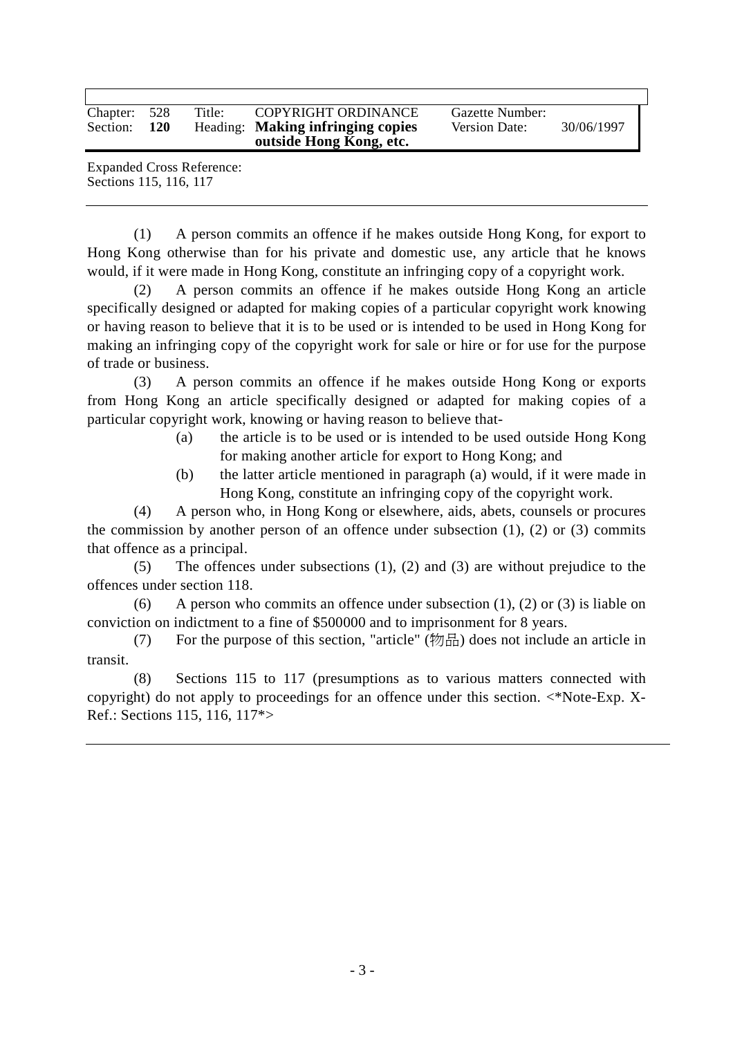| | | | | | |
|---|---|---|---|---|---|
| Chapter: | 528 | Title: | COPYRIGHT ORDINANCE | Gazette Number: | |
| Section: | **120** | Heading: | **Making infringing copies outside Hong Kong, etc.** | Version Date: | 30/06/1997 |

Expanded Cross Reference:
Sections 115, 116, 117

(1) A person commits an offence if he makes outside Hong Kong, for export to Hong Kong otherwise than for his private and domestic use, any article that he knows would, if it were made in Hong Kong, constitute an infringing copy of a copyright work.

(2) A person commits an offence if he makes outside Hong Kong an article specifically designed or adapted for making copies of a particular copyright work knowing or having reason to believe that it is to be used or is intended to be used in Hong Kong for making an infringing copy of the copyright work for sale or hire or for use for the purpose of trade or business.

(3) A person commits an offence if he makes outside Hong Kong or exports from Hong Kong an article specifically designed or adapted for making copies of a particular copyright work, knowing or having reason to believe that-

- (a) the article is to be used or is intended to be used outside Hong Kong for making another article for export to Hong Kong; and
- (b) the latter article mentioned in paragraph (a) would, if it were made in Hong Kong, constitute an infringing copy of the copyright work.

(4) A person who, in Hong Kong or elsewhere, aids, abets, counsels or procures the commission by another person of an offence under subsection (1), (2) or (3) commits that offence as a principal.

(5) The offences under subsections (1), (2) and (3) are without prejudice to the offences under section 118.

(6) A person who commits an offence under subsection (1), (2) or (3) is liable on conviction on indictment to a fine of $500000 and to imprisonment for 8 years.

(7) For the purpose of this section, "article" (物品) does not include an article in transit.

(8) Sections 115 to 117 (presumptions as to various matters connected with copyright) do not apply to proceedings for an offence under this section. <*Note-Exp. X-Ref.: Sections 115, 116, 117*>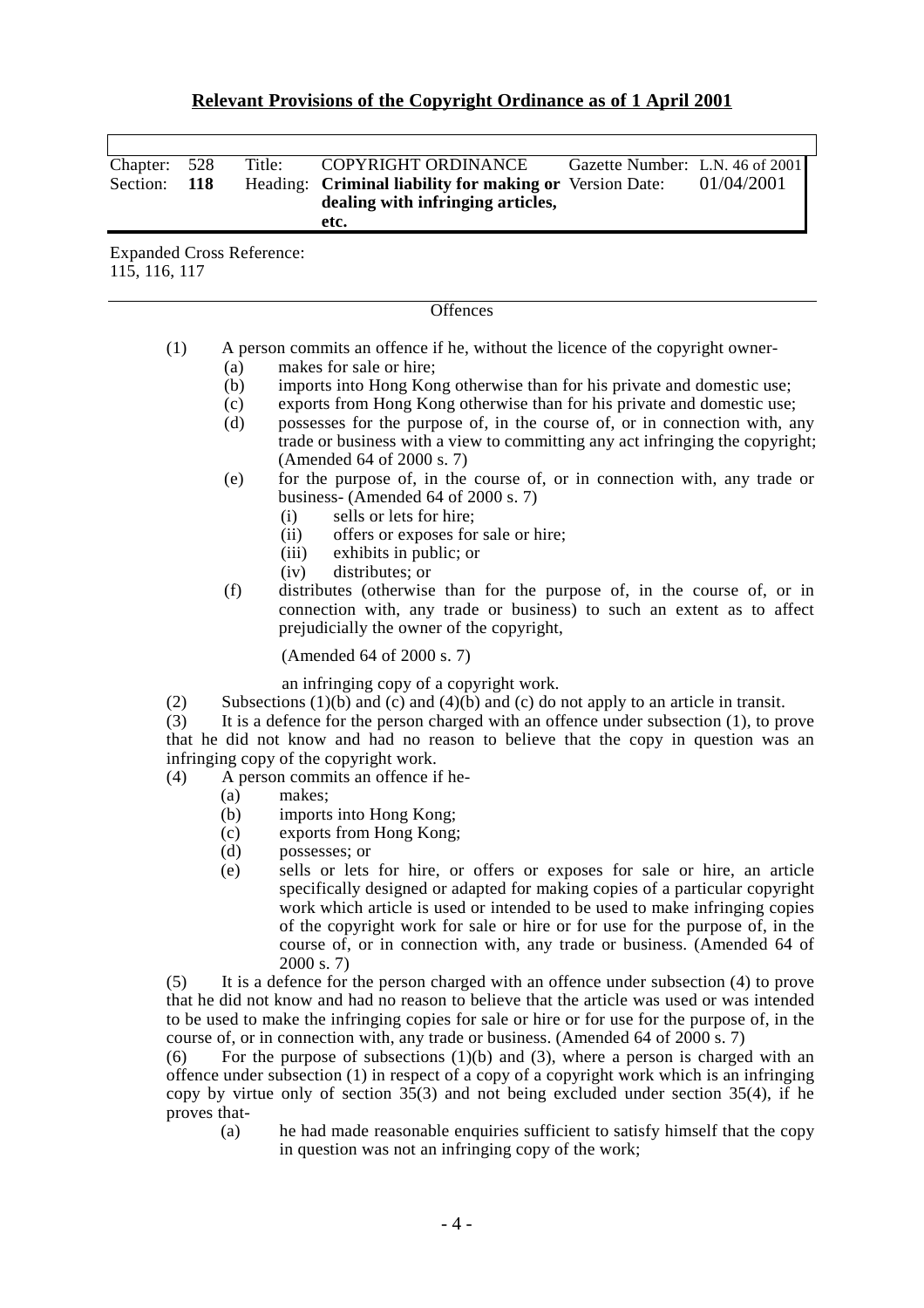## Relevant Provisions of the Copyright Ordinance as of 1 April 2001

| | | | | | |
|---|---|---|---|---|---|
| Chapter: 528 | Title: | COPYRIGHT ORDINANCE | Gazette Number: | L.N. 46 of 2001 |
| Section: **118** | Heading: | **Criminal liability for making or dealing with infringing articles, etc.** | Version Date: | 01/04/2001 |

Expanded Cross Reference:
115, 116, 117

Offences

(1) A person commits an offence if he, without the licence of the copyright owner-

(a) makes for sale or hire;

(b) imports into Hong Kong otherwise than for his private and domestic use;

(c) exports from Hong Kong otherwise than for his private and domestic use;

(d) possesses for the purpose of, in the course of, or in connection with, any trade or business with a view to committing any act infringing the copyright; (Amended 64 of 2000 s. 7)

(e) for the purpose of, in the course of, or in connection with, any trade or business- (Amended 64 of 2000 s. 7)

(i) sells or lets for hire;

(ii) offers or exposes for sale or hire;

(iii) exhibits in public; or

(iv) distributes; or

(f) distributes (otherwise than for the purpose of, in the course of, or in connection with, any trade or business) to such an extent as to affect prejudicially the owner of the copyright,

(Amended 64 of 2000 s. 7)

an infringing copy of a copyright work.

(2) Subsections (1)(b) and (c) and (4)(b) and (c) do not apply to an article in transit.

(3) It is a defence for the person charged with an offence under subsection (1), to prove that he did not know and had no reason to believe that the copy in question was an infringing copy of the copyright work.

(4) A person commits an offence if he-

(a) makes;

(b) imports into Hong Kong;

(c) exports from Hong Kong;

(d) possesses; or

(e) sells or lets for hire, or offers or exposes for sale or hire, an article specifically designed or adapted for making copies of a particular copyright work which article is used or intended to be used to make infringing copies of the copyright work for sale or hire or for use for the purpose of, in the course of, or in connection with, any trade or business. (Amended 64 of 2000 s. 7)

(5) It is a defence for the person charged with an offence under subsection (4) to prove that he did not know and had no reason to believe that the article was used or was intended to be used to make the infringing copies for sale or hire or for use for the purpose of, in the course of, or in connection with, any trade or business. (Amended 64 of 2000 s. 7)

(6) For the purpose of subsections (1)(b) and (3), where a person is charged with an offence under subsection (1) in respect of a copy of a copyright work which is an infringing copy by virtue only of section 35(3) and not being excluded under section 35(4), if he proves that-

(a) he had made reasonable enquiries sufficient to satisfy himself that the copy in question was not an infringing copy of the work;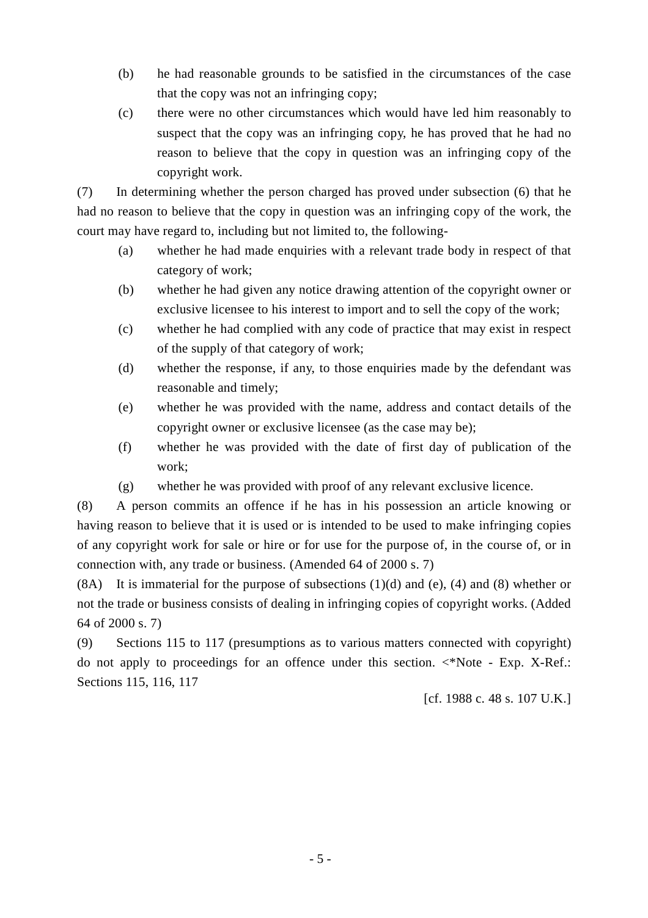(b) he had reasonable grounds to be satisfied in the circumstances of the case that the copy was not an infringing copy;

(c) there were no other circumstances which would have led him reasonably to suspect that the copy was an infringing copy, he has proved that he had no reason to believe that the copy in question was an infringing copy of the copyright work.

(7) In determining whether the person charged has proved under subsection (6) that he had no reason to believe that the copy in question was an infringing copy of the work, the court may have regard to, including but not limited to, the following-

(a) whether he had made enquiries with a relevant trade body in respect of that category of work;

(b) whether he had given any notice drawing attention of the copyright owner or exclusive licensee to his interest to import and to sell the copy of the work;

(c) whether he had complied with any code of practice that may exist in respect of the supply of that category of work;

(d) whether the response, if any, to those enquiries made by the defendant was reasonable and timely;

(e) whether he was provided with the name, address and contact details of the copyright owner or exclusive licensee (as the case may be);

(f) whether he was provided with the date of first day of publication of the work;

(g) whether he was provided with proof of any relevant exclusive licence.

(8) A person commits an offence if he has in his possession an article knowing or having reason to believe that it is used or is intended to be used to make infringing copies of any copyright work for sale or hire or for use for the purpose of, in the course of, or in connection with, any trade or business. (Amended 64 of 2000 s. 7)

(8A) It is immaterial for the purpose of subsections (1)(d) and (e), (4) and (8) whether or not the trade or business consists of dealing in infringing copies of copyright works. (Added 64 of 2000 s. 7)

(9) Sections 115 to 117 (presumptions as to various matters connected with copyright) do not apply to proceedings for an offence under this section. <*Note - Exp. X-Ref.: Sections 115, 116, 117

[cf. 1988 c. 48 s. 107 U.K.]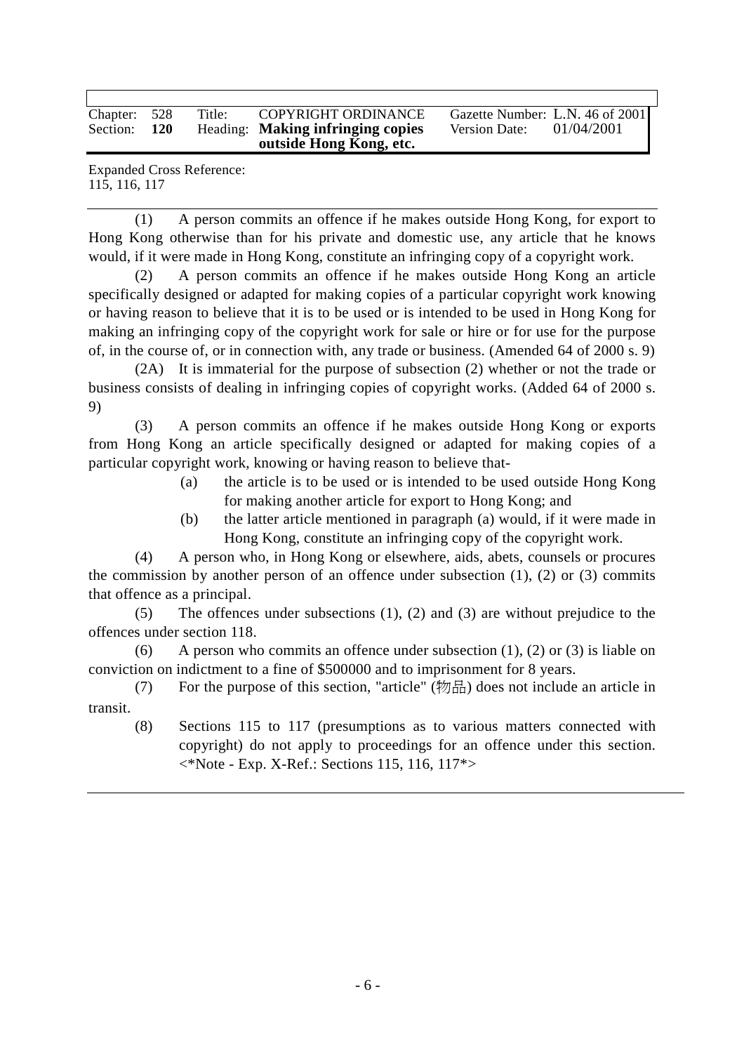| Chapter: 528 | Title: COPYRIGHT ORDINANCE | Gazette Number: L.N. 46 of 2001 |
| --- | --- | --- |
| Section: **120** | Heading: **Making infringing copies outside Hong Kong, etc.** | Version Date: 01/04/2001 |

Expanded Cross Reference:
115, 116, 117

(1) A person commits an offence if he makes outside Hong Kong, for export to Hong Kong otherwise than for his private and domestic use, any article that he knows would, if it were made in Hong Kong, constitute an infringing copy of a copyright work.

(2) A person commits an offence if he makes outside Hong Kong an article specifically designed or adapted for making copies of a particular copyright work knowing or having reason to believe that it is to be used or is intended to be used in Hong Kong for making an infringing copy of the copyright work for sale or hire or for use for the purpose of, in the course of, or in connection with, any trade or business. (Amended 64 of 2000 s. 9)

(2A) It is immaterial for the purpose of subsection (2) whether or not the trade or business consists of dealing in infringing copies of copyright works. (Added 64 of 2000 s. 9)

(3) A person commits an offence if he makes outside Hong Kong or exports from Hong Kong an article specifically designed or adapted for making copies of a particular copyright work, knowing or having reason to believe that-

- (a) the article is to be used or is intended to be used outside Hong Kong for making another article for export to Hong Kong; and
- (b) the latter article mentioned in paragraph (a) would, if it were made in Hong Kong, constitute an infringing copy of the copyright work.

(4) A person who, in Hong Kong or elsewhere, aids, abets, counsels or procures the commission by another person of an offence under subsection (1), (2) or (3) commits that offence as a principal.

(5) The offences under subsections (1), (2) and (3) are without prejudice to the offences under section 118.

(6) A person who commits an offence under subsection (1), (2) or (3) is liable on conviction on indictment to a fine of $500000 and to imprisonment for 8 years.

(7) For the purpose of this section, "article" (物品) does not include an article in transit.

(8) Sections 115 to 117 (presumptions as to various matters connected with copyright) do not apply to proceedings for an offence under this section. <*Note - Exp. X-Ref.: Sections 115, 116, 117*>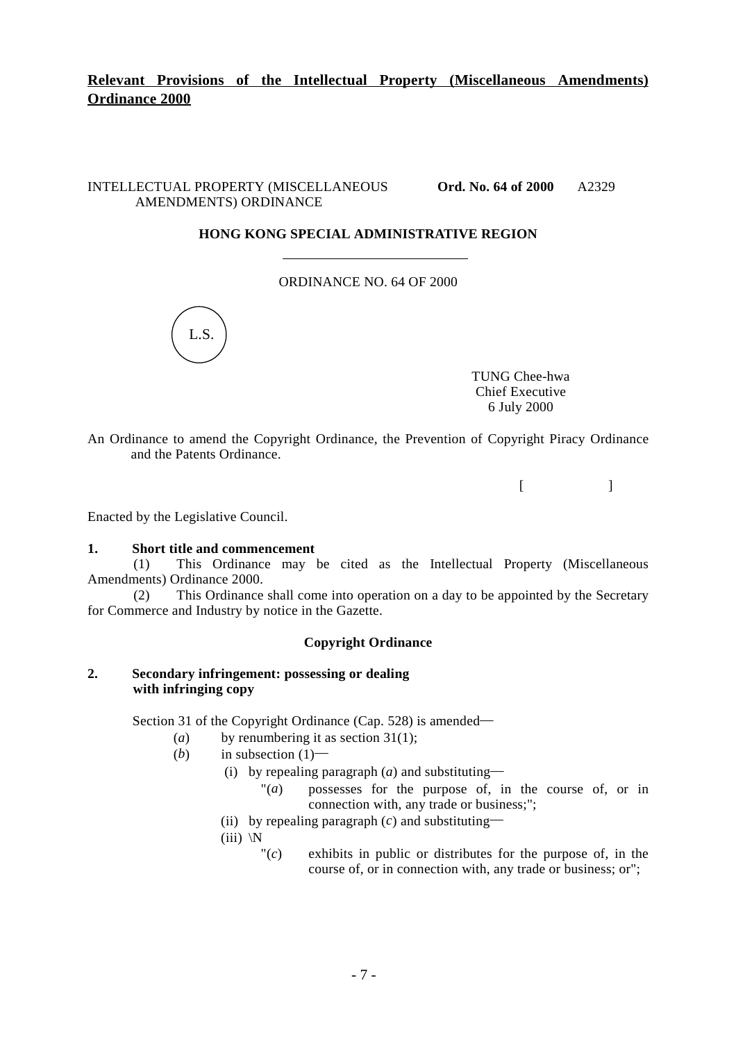**<u>Relevant Provisions of the Intellectual Property (Miscellaneous Amendments) Ordinance 2000</u>**

INTELLECTUAL PROPERTY (MISCELLANEOUS AMENDMENTS) ORDINANCE **Ord. No. 64 of 2000** A2329

**HONG KONG SPECIAL ADMINISTRATIVE REGION**

ORDINANCE NO. 64 OF 2000

L.S.

TUNG Chee-hwa
Chief Executive
6 July 2000

An Ordinance to amend the Copyright Ordinance, the Prevention of Copyright Piracy Ordinance and the Patents Ordinance.

[ ]

Enacted by the Legislative Council.

**1. Short title and commencement**

(1) This Ordinance may be cited as the Intellectual Property (Miscellaneous Amendments) Ordinance 2000.

(2) This Ordinance shall come into operation on a day to be appointed by the Secretary for Commerce and Industry by notice in the Gazette.

**Copyright Ordinance**

**2. Secondary infringement: possessing or dealing with infringing copy**

Section 31 of the Copyright Ordinance (Cap. 528) is amended—

(*a*) by renumbering it as section 31(1);

(*b*) in subsection (1)—

(i) by repealing paragraph (*a*) and substituting—

"(*a*) possesses for the purpose of, in the course of, or in connection with, any trade or business;";

(ii) by repealing paragraph (*c*) and substituting—

(iii) \N

"(*c*) exhibits in public or distributes for the purpose of, in the course of, or in connection with, any trade or business; or";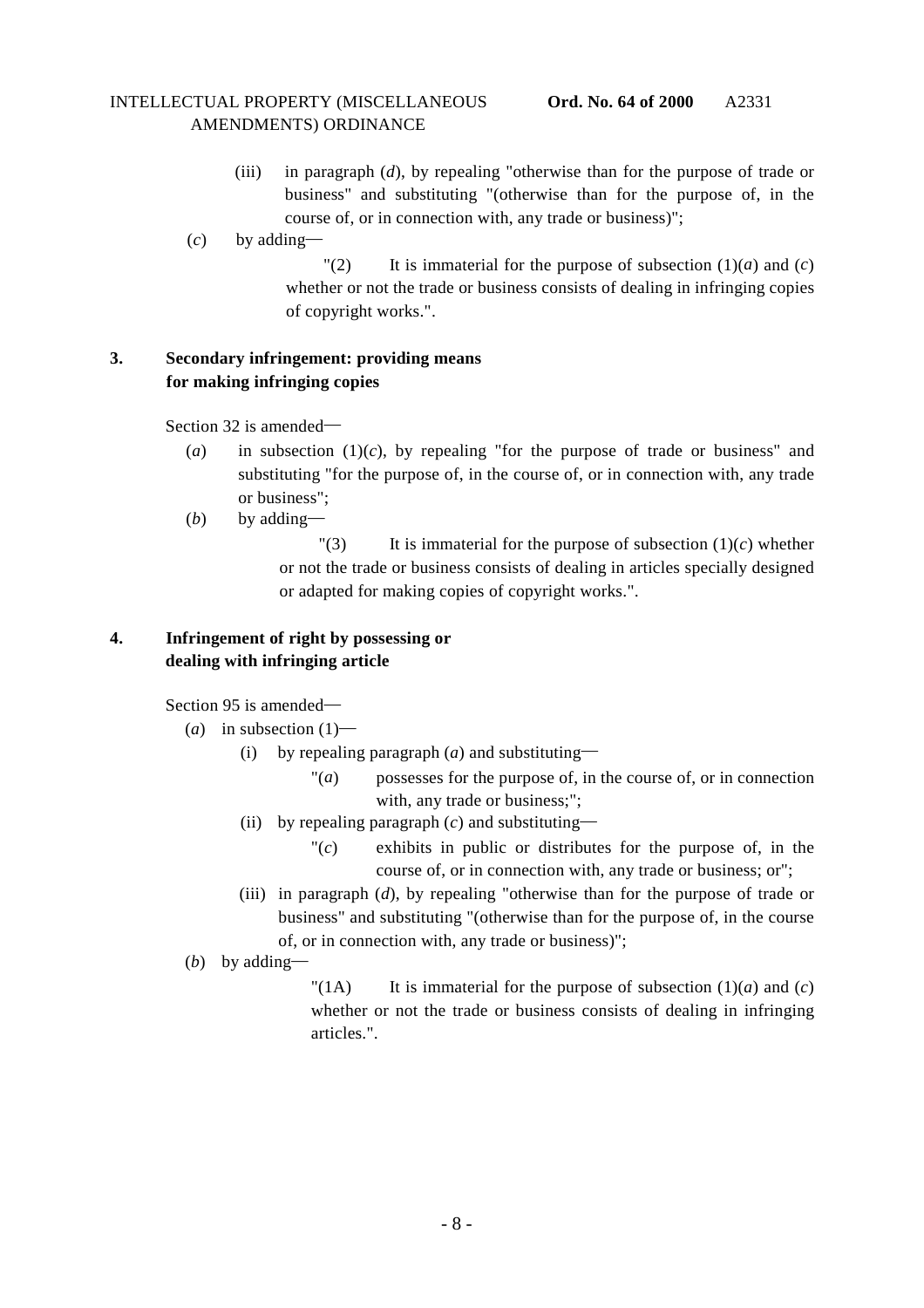(iii) in paragraph (*d*), by repealing "otherwise than for the purpose of trade or business" and substituting "(otherwise than for the purpose of, in the course of, or in connection with, any trade or business)";

(*c*) by adding—

"(2) It is immaterial for the purpose of subsection (1)(*a*) and (*c*) whether or not the trade or business consists of dealing in infringing copies of copyright works.".

## 3. Secondary infringement: providing means for making infringing copies

Section 32 is amended—

(*a*) in subsection (1)(*c*), by repealing "for the purpose of trade or business" and substituting "for the purpose of, in the course of, or in connection with, any trade or business";

(*b*) by adding—

"(3) It is immaterial for the purpose of subsection (1)(*c*) whether or not the trade or business consists of dealing in articles specially designed or adapted for making copies of copyright works.".

## 4. Infringement of right by possessing or dealing with infringing article

Section 95 is amended—

(*a*) in subsection (1)—

(i) by repealing paragraph (*a*) and substituting—

"(*a*) possesses for the purpose of, in the course of, or in connection with, any trade or business;";

(ii) by repealing paragraph (*c*) and substituting—

"(*c*) exhibits in public or distributes for the purpose of, in the course of, or in connection with, any trade or business; or";

(iii) in paragraph (*d*), by repealing "otherwise than for the purpose of trade or business" and substituting "(otherwise than for the purpose of, in the course of, or in connection with, any trade or business)";

(*b*) by adding—

"(1A) It is immaterial for the purpose of subsection (1)(*a*) and (*c*) whether or not the trade or business consists of dealing in infringing articles.".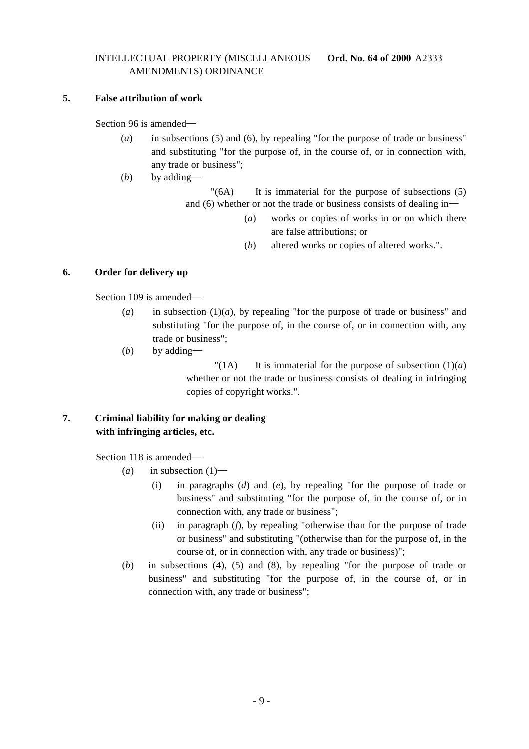### 5. False attribution of work

Section 96 is amended—

(*a*) in subsections (5) and (6), by repealing "for the purpose of trade or business" and substituting "for the purpose of, in the course of, or in connection with, any trade or business";

(*b*) by adding—

"(6A) It is immaterial for the purpose of subsections (5) and (6) whether or not the trade or business consists of dealing in—

(*a*) works or copies of works in or on which there are false attributions; or

(*b*) altered works or copies of altered works.".

### 6. Order for delivery up

Section 109 is amended—

(*a*) in subsection (1)(*a*), by repealing "for the purpose of trade or business" and substituting "for the purpose of, in the course of, or in connection with, any trade or business";

(*b*) by adding—

"(1A) It is immaterial for the purpose of subsection (1)(*a*) whether or not the trade or business consists of dealing in infringing copies of copyright works.".

### 7. Criminal liability for making or dealing with infringing articles, etc.

Section 118 is amended—

(*a*) in subsection (1)—

(i) in paragraphs (*d*) and (*e*), by repealing "for the purpose of trade or business" and substituting "for the purpose of, in the course of, or in connection with, any trade or business";

(ii) in paragraph (*f*), by repealing "otherwise than for the purpose of trade or business" and substituting "(otherwise than for the purpose of, in the course of, or in connection with, any trade or business)";

(*b*) in subsections (4), (5) and (8), by repealing "for the purpose of trade or business" and substituting "for the purpose of, in the course of, or in connection with, any trade or business";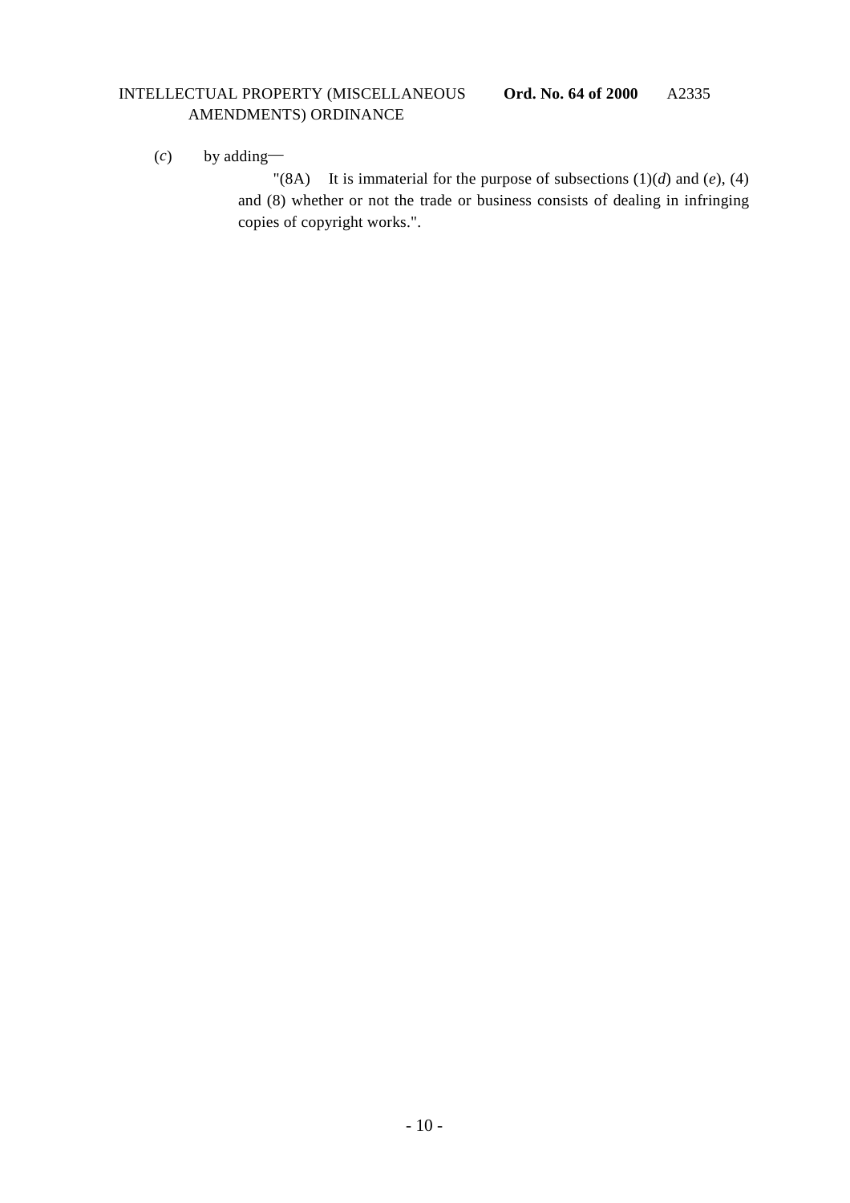(*c*) by adding—

"(8A) It is immaterial for the purpose of subsections (1)(*d*) and (*e*), (4) and (8) whether or not the trade or business consists of dealing in infringing copies of copyright works.".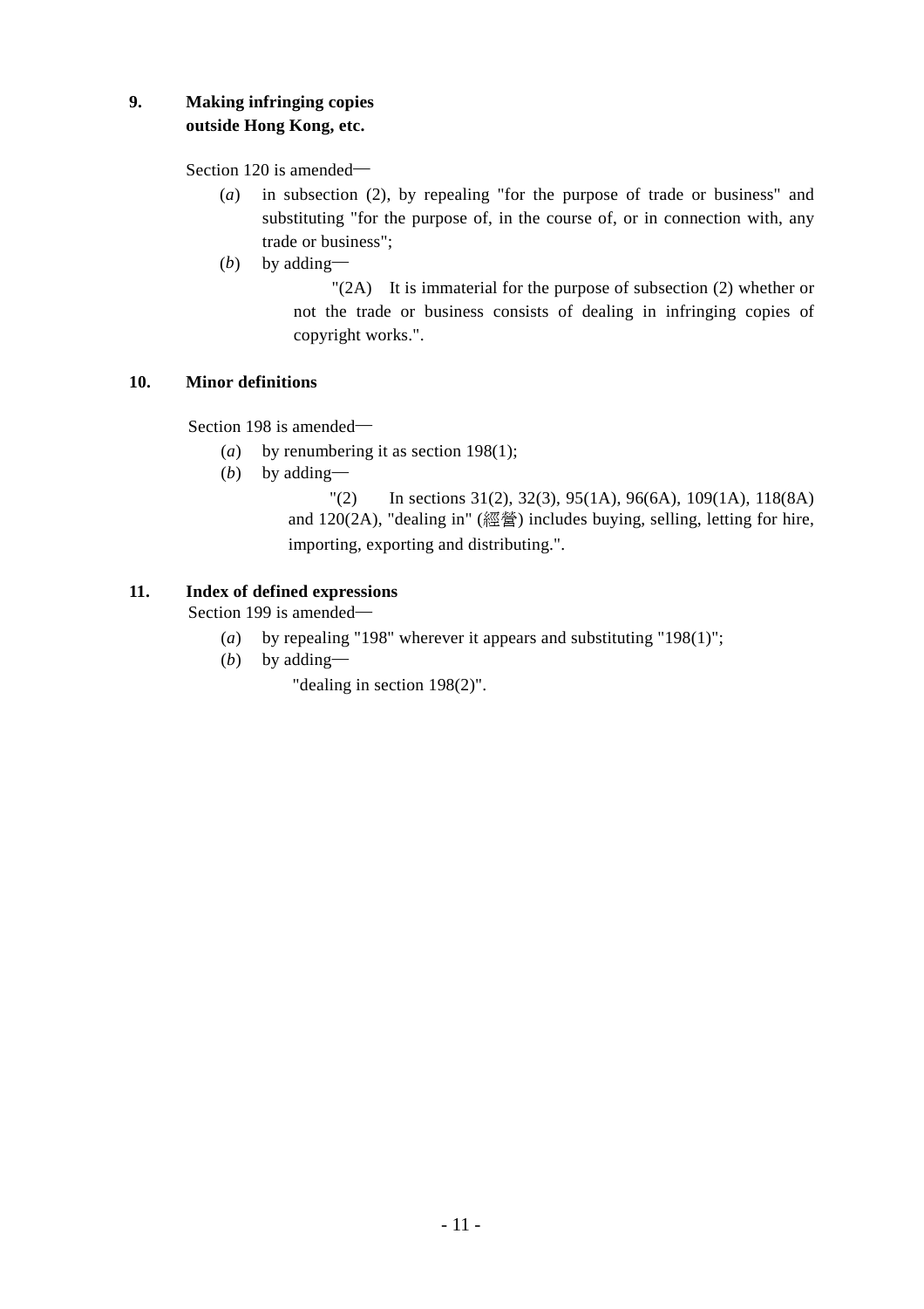**9. Making infringing copies outside Hong Kong, etc.**

Section 120 is amended—

(*a*) in subsection (2), by repealing "for the purpose of trade or business" and substituting "for the purpose of, in the course of, or in connection with, any trade or business";

(*b*) by adding—

"(2A) It is immaterial for the purpose of subsection (2) whether or not the trade or business consists of dealing in infringing copies of copyright works.".

**10. Minor definitions**

Section 198 is amended—

(*a*) by renumbering it as section 198(1);

(*b*) by adding—

"(2) In sections 31(2), 32(3), 95(1A), 96(6A), 109(1A), 118(8A) and 120(2A), "dealing in" (經營) includes buying, selling, letting for hire, importing, exporting and distributing.".

**11. Index of defined expressions**

Section 199 is amended—

(*a*) by repealing "198" wherever it appears and substituting "198(1)";

(*b*) by adding—

"dealing in section 198(2)".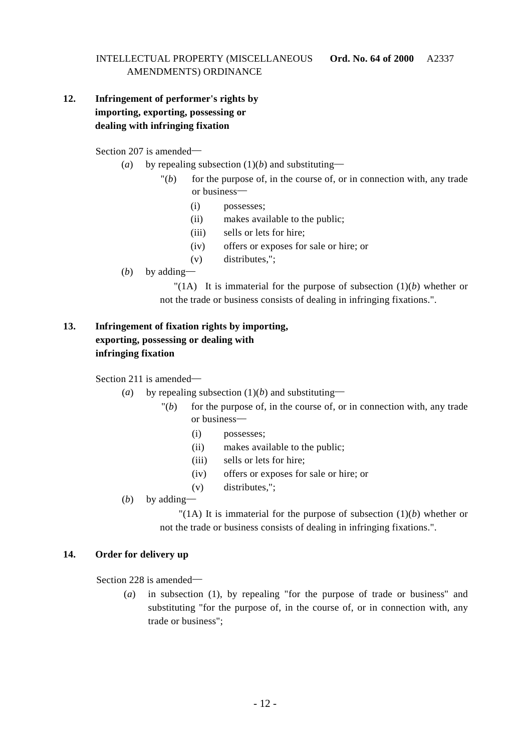## 12. Infringement of performer's rights by importing, exporting, possessing or dealing with infringing fixation

Section 207 is amended—

(*a*) by repealing subsection (1)(*b*) and substituting—

"(*b*) for the purpose of, in the course of, or in connection with, any trade or business—

(i) possesses;

(ii) makes available to the public;

(iii) sells or lets for hire;

(iv) offers or exposes for sale or hire; or

(v) distributes,";

(*b*) by adding—

"(1A) It is immaterial for the purpose of subsection (1)(*b*) whether or not the trade or business consists of dealing in infringing fixations.".

## 13. Infringement of fixation rights by importing, exporting, possessing or dealing with infringing fixation

Section 211 is amended—

(*a*) by repealing subsection (1)(*b*) and substituting—

"(*b*) for the purpose of, in the course of, or in connection with, any trade or business—

(i) possesses;

(ii) makes available to the public;

(iii) sells or lets for hire;

(iv) offers or exposes for sale or hire; or

(v) distributes,";

(*b*) by adding—

"(1A) It is immaterial for the purpose of subsection (1)(*b*) whether or not the trade or business consists of dealing in infringing fixations.".

## 14. Order for delivery up

Section 228 is amended—

(*a*) in subsection (1), by repealing "for the purpose of trade or business" and substituting "for the purpose of, in the course of, or in connection with, any trade or business";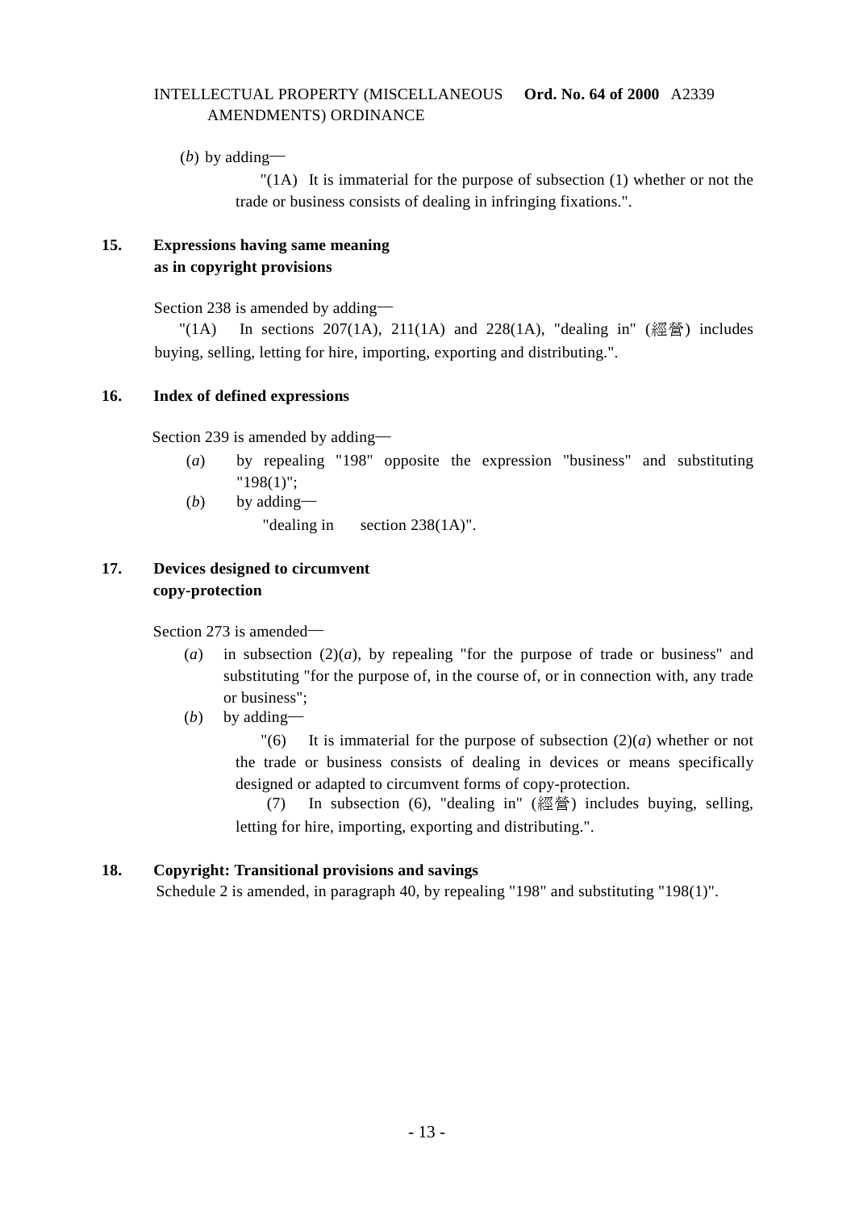(*b*) by adding—

"(1A) It is immaterial for the purpose of subsection (1) whether or not the trade or business consists of dealing in infringing fixations.".

**15. Expressions having same meaning as in copyright provisions**

Section 238 is amended by adding—

"(1A) In sections 207(1A), 211(1A) and 228(1A), "dealing in" (經營) includes buying, selling, letting for hire, importing, exporting and distributing.".

**16. Index of defined expressions**

Section 239 is amended by adding—

(*a*) by repealing "198" opposite the expression "business" and substituting "198(1)";

(*b*) by adding—

"dealing in section 238(1A)".

**17. Devices designed to circumvent copy-protection**

Section 273 is amended—

(*a*) in subsection (2)(*a*), by repealing "for the purpose of trade or business" and substituting "for the purpose of, in the course of, or in connection with, any trade or business";

(*b*) by adding—

"(6) It is immaterial for the purpose of subsection (2)(*a*) whether or not the trade or business consists of dealing in devices or means specifically designed or adapted to circumvent forms of copy-protection.

(7) In subsection (6), "dealing in" (經營) includes buying, selling, letting for hire, importing, exporting and distributing.".

**18. Copyright: Transitional provisions and savings**

Schedule 2 is amended, in paragraph 40, by repealing "198" and substituting "198(1)".